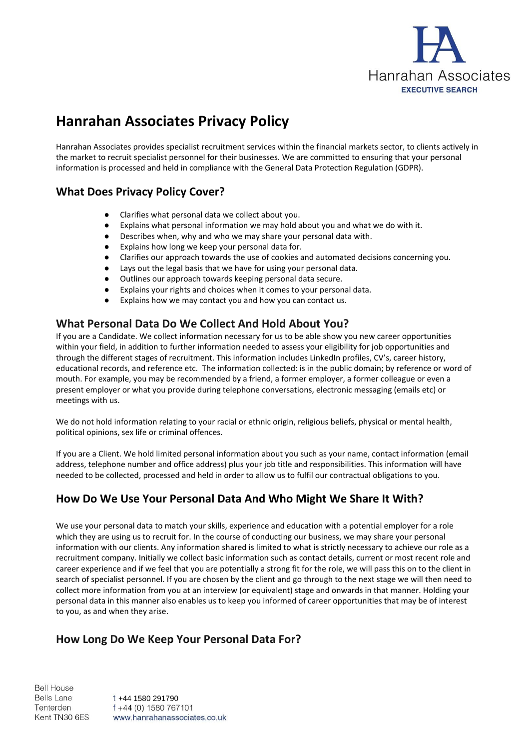# Hanrahan Associates Privacy Policy

Hanrahan Associates provides specialist recruitment services within the financial markets sector, to clients actively in the market to recruit specialist personnel for their businesses. We are committed to ensuring that your personal information is processed and held in compliance with the General Data Protection Regulation (GDPR).

## What Does Privacy Policy Cover?

- Clarifies what personal data we collect about you.
- Explains what personal information we may hold about you and what we do with it.
- Describes when, why and who we may share your personal data with.
- Explains how long we keep your personal data for.
- Clarifies our approach towards the use of cookies and automated decisions concerning you.
- Lays out the legal basis that we have for using your personal data.
- Outlines our approach towards keeping personal data secure.
- Explains your rights and choices when it comes to your personal data.
- Explains how we may contact you and how you can contact us.

## What Personal Data Do We Collect And Hold About You?

If you are a Candidate. We collect information necessary for us to be able show you new career opportunities within your field, in addition to further information needed to assess your eligibility for job opportunities and through the different stages of recruitment. This information includes LinkedIn profiles, CV's, career history, educational records, and reference etc. The information collected: is in the public domain; by reference or word of mouth. For example, you may be recommended by a friend, a former employer, a former colleague or even a present employer or what you provide during telephone conversations, electronic messaging (emails etc) or meetings with us.

We do not hold information relating to your racial or ethnic origin, religious beliefs, physical or mental health, political opinions, sex life or criminal offences.

If you are a Client. We hold limited personal information about you such as your name, contact information (email address, telephone number and office address) plus your job title and responsibilities. This information will have needed to be collected, processed and held in order to allow us to fulfil our contractual obligations to you.

## How Do We Use Your Personal Data And Who Might We Share It With?

We use your personal data to match your skills, experience and education with a potential employer for a role which they are using us to recruit for. In the course of conducting our business, we may share your personal information with our clients. Any information shared is limited to what is strictly necessary to achieve our role as a recruitment company. Initially we collect basic information such as contact details, current or most recent role and career experience and if we feel that you are potentially a strong fit for the role, we will pass this on to the client in search of specialist personnel. If you are chosen by the client and go through to the next stage we will then need to collect more information from you at an interview (or equivalent) stage and onwards in that manner. Holding your personal data in this manner also enables us to keep you informed of career opportunities that may be of interest to you, as and when they arise.

## How Long Do We Keep Your Personal Data For?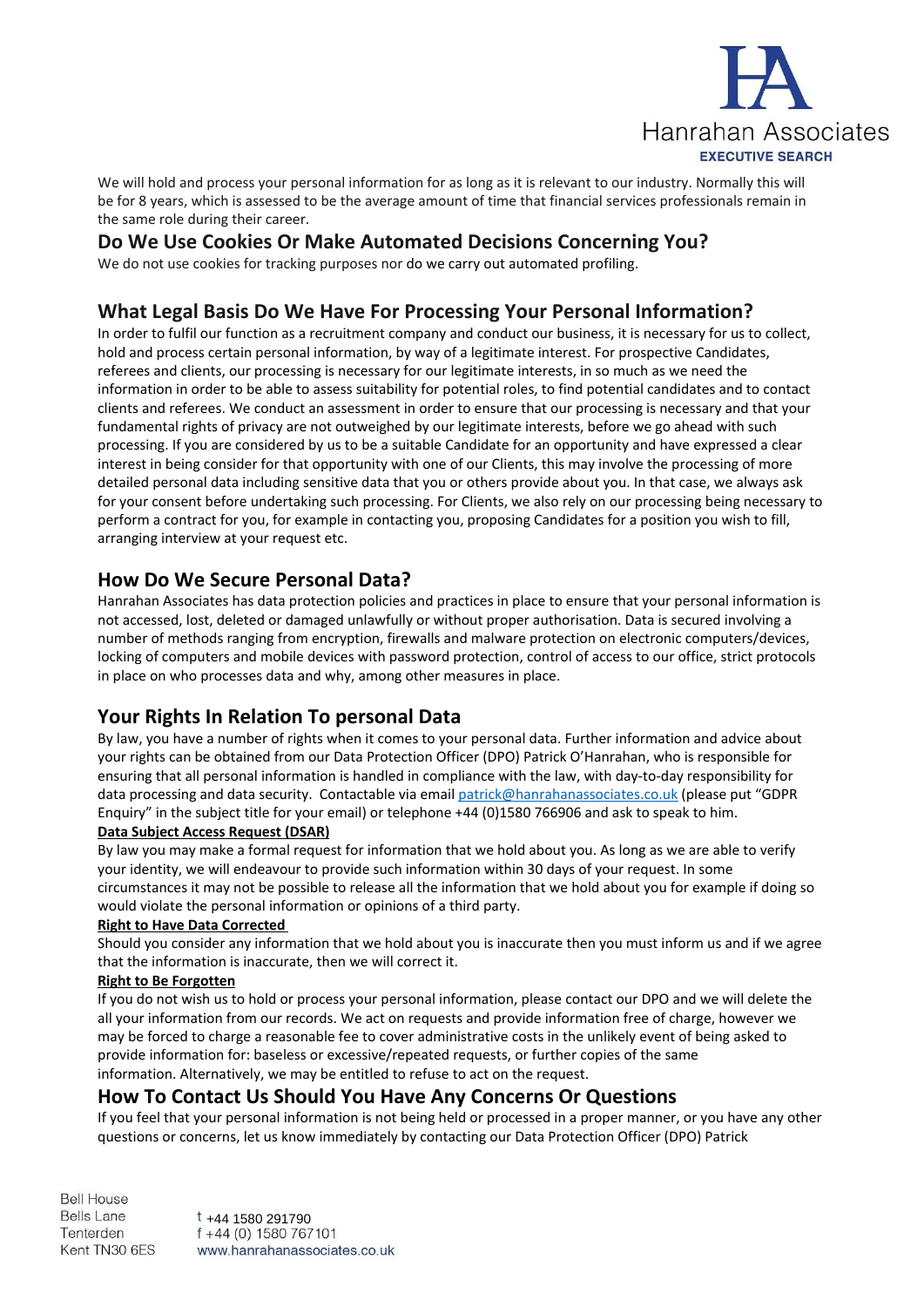We will hold and process your personal information for as long as it is relevant to our industry. Normally this will be for 8 years, which is assessed to be the average amount of time that financial services professionals remain in the same role during their career.

## Do We Use Cookies Or Make Automated Decisions Concerning You?

We do not use cookies for tracking purposes nor do we carry out automated profiling.

## What Legal Basis Do We Have For Processing Your Personal Information?

In order to fulfil our function as a recruitment company and conduct our business, it is necessary for us to collect, hold and process certain personal information, by way of a legitimate interest. For prospective Candidates, referees and clients, our processing is necessary for our legitimate interests, in so much as we need the information in order to be able to assess suitability for potential roles, to find potential candidates and to contact clients and referees. We conduct an assessment in order to ensure that our processing is necessary and that your fundamental rights of privacy are not outweighed by our legitimate interests, before we go ahead with such processing. If you are considered by us to be a suitable Candidate for an opportunity and have expressed a clear interest in being consider for that opportunity with one of our Clients, this may involve the processing of more detailed personal data including sensitive data that you or others provide about you. In that case, we always ask for your consent before undertaking such processing. For Clients, we also rely on our processing being necessary to perform a contract for you, for example in contacting you, proposing Candidates for a position you wish to fill, arranging interview at your request etc.

## How Do We Secure Personal Data?

Hanrahan Associates has data protection policies and practices in place to ensure that your personal information is not accessed, lost, deleted or damaged unlawfully or without proper authorisation. Data is secured involving a number of methods ranging from encryption, firewalls and malware protection on electronic computers/devices, locking of computers and mobile devices with password protection, control of access to our office, strict protocols in place on who processes data and why, among other measures in place.

## Your Rights In Relation To personal Data

By law, you have a number of rights when it comes to your personal data. Further information and advice about your rights can be obtained from our Data Protection Officer (DPO) Patrick O'Hanrahan, who is responsible for ensuring that all personal information is handled in compliance with the law, with day-to-day responsibility for data processing and data security. Contactable via email patrick@hanrahanassociates.co.uk (please put "GDPR Enquiry" in the subject title for your email) or telephone +44 (0)1580 766906 and ask to speak to him.

**Data Subject Access Request (DSAR)**

By law you may make a formal request for information that we hold about you. As long as we are able to verify your identity, we will endeavour to provide such information within 30 days of your request. In some circumstances it may not be possible to release all the information that we hold about you for example if doing so would violate the personal information or opinions of a third party.

**Right to Have Data Corrected**

Should you consider any information that we hold about you is inaccurate then you must inform us and if we agree that the information is inaccurate, then we will correct it.

**Right to Be Forgotten**

If you do not wish us to hold or process your personal information, please contact our DPO and we will delete the all your information from our records. We act on requests and provide information free of charge, however we may be forced to charge a reasonable fee to cover administrative costs in the unlikely event of being asked to provide information for: baseless or excessive/repeated requests, or further copies of the same information. Alternatively, we may be entitled to refuse to act on the request.

## How To Contact Us Should You Have Any Concerns Or Questions

If you feel that your personal information is not being held or processed in a proper manner, or you have any other questions or concerns, let us know immediately by contacting our Data Protection Officer (DPO) Patrick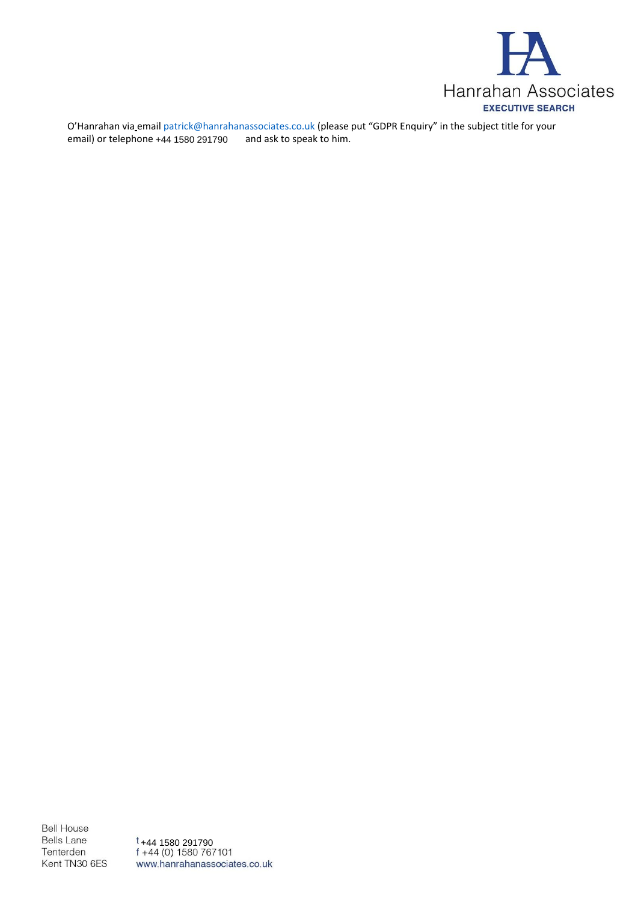O'Hanrahan via email patrick@hanrahanassociates.co.uk (please put "GDPR Enquiry" in the subject title for your email) or telephone +44 1580 291790 and ask to speak to him.